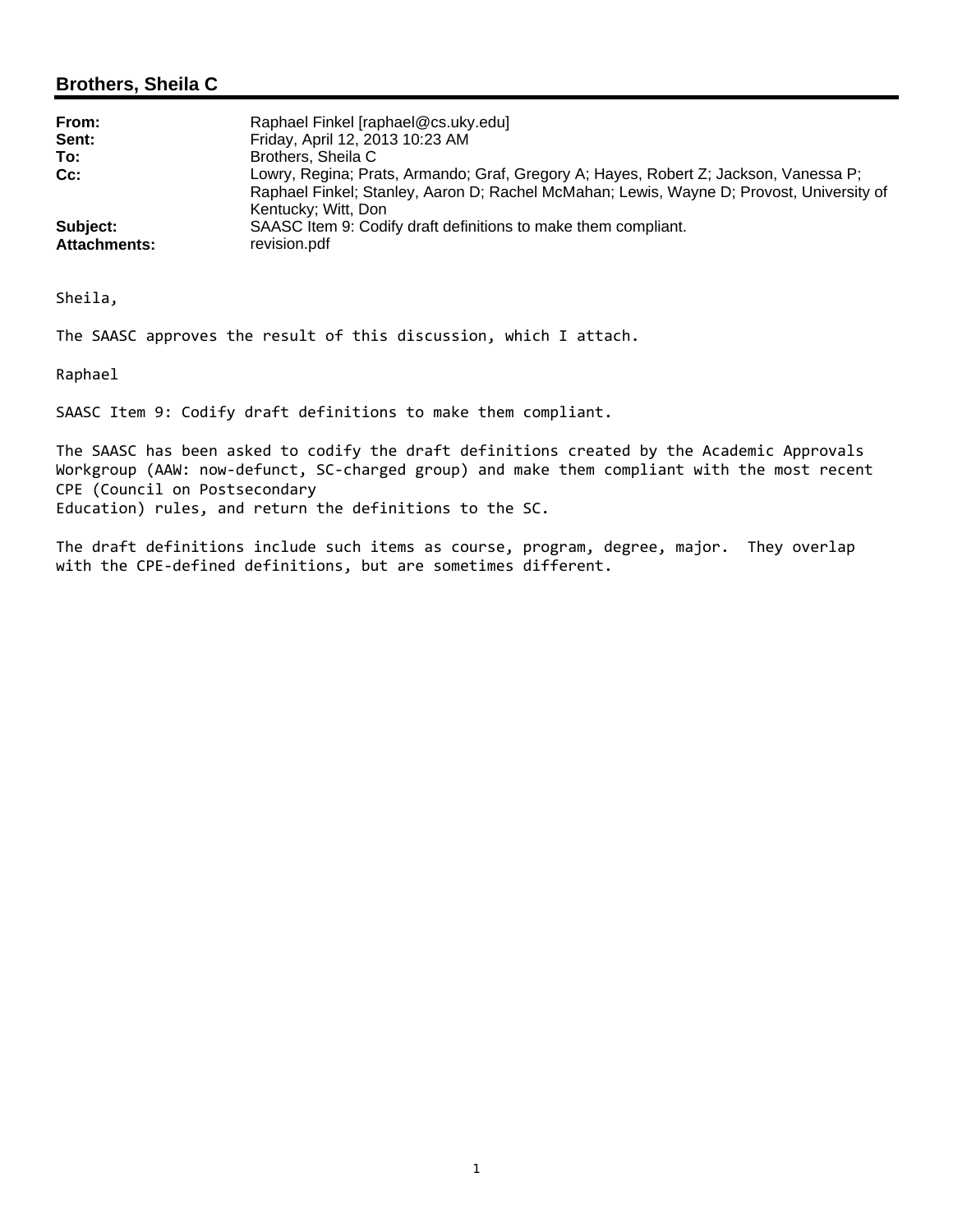## Brothers, Sheila C

| | |
|---|---|
| **From:** | Raphael Finkel [raphael@cs.uky.edu] |
| **Sent:** | Friday, April 12, 2013 10:23 AM |
| **To:** | Brothers, Sheila C |
| **Cc:** | Lowry, Regina; Prats, Armando; Graf, Gregory A; Hayes, Robert Z; Jackson, Vanessa P; Raphael Finkel; Stanley, Aaron D; Rachel McMahan; Lewis, Wayne D; Provost, University of Kentucky; Witt, Don |
| **Subject:** | SAASC Item 9: Codify draft definitions to make them compliant. |
| **Attachments:** | revision.pdf |

Sheila,

The SAASC approves the result of this discussion, which I attach.

Raphael

SAASC Item 9: Codify draft definitions to make them compliant.

The SAASC has been asked to codify the draft definitions created by the Academic Approvals Workgroup (AAW: now-defunct, SC-charged group) and make them compliant with the most recent CPE (Council on Postsecondary Education) rules, and return the definitions to the SC.

The draft definitions include such items as course, program, degree, major. They overlap with the CPE-defined definitions, but are sometimes different.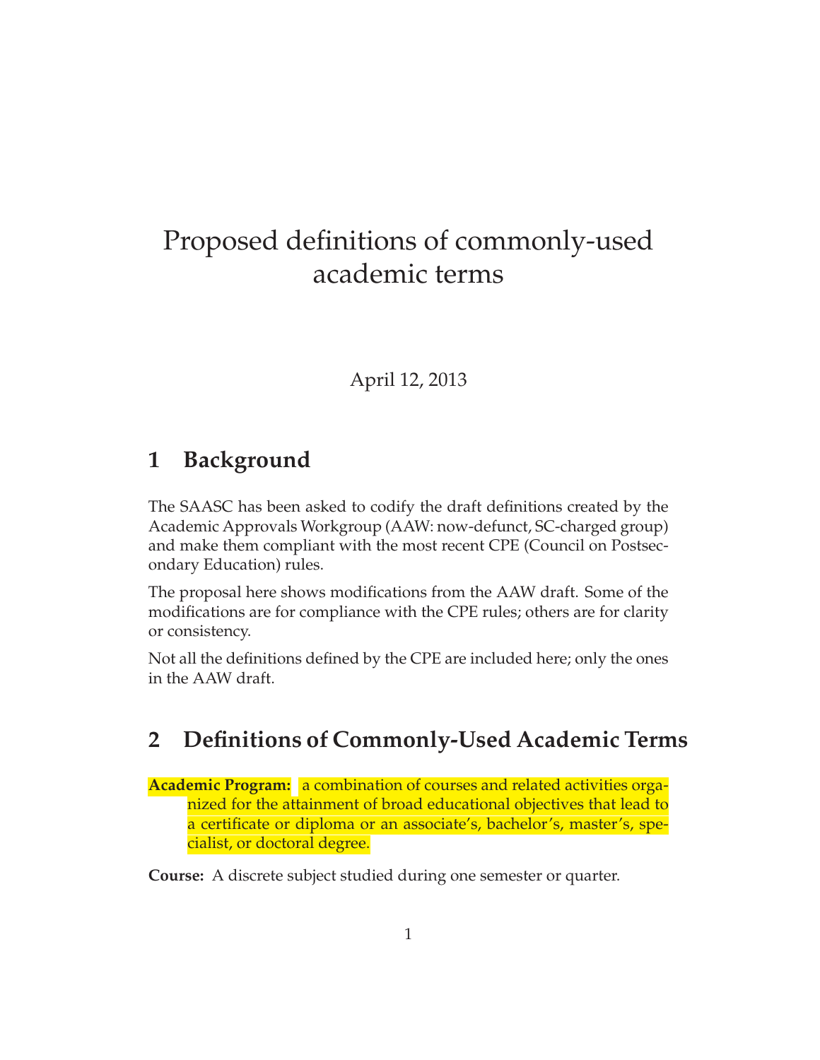# Proposed definitions of commonly-used academic terms

April 12, 2013

## 1 Background

The SAASC has been asked to codify the draft definitions created by the Academic Approvals Workgroup (AAW: now-defunct, SC-charged group) and make them compliant with the most recent CPE (Council on Postsecondary Education) rules.

The proposal here shows modifications from the AAW draft. Some of the modifications are for compliance with the CPE rules; others are for clarity or consistency.

Not all the definitions defined by the CPE are included here; only the ones in the AAW draft.

## 2 Definitions of Commonly-Used Academic Terms

**Academic Program:** a combination of courses and related activities organized for the attainment of broad educational objectives that lead to a certificate or diploma or an associate's, bachelor's, master's, specialist, or doctoral degree.

**Course:** A discrete subject studied during one semester or quarter.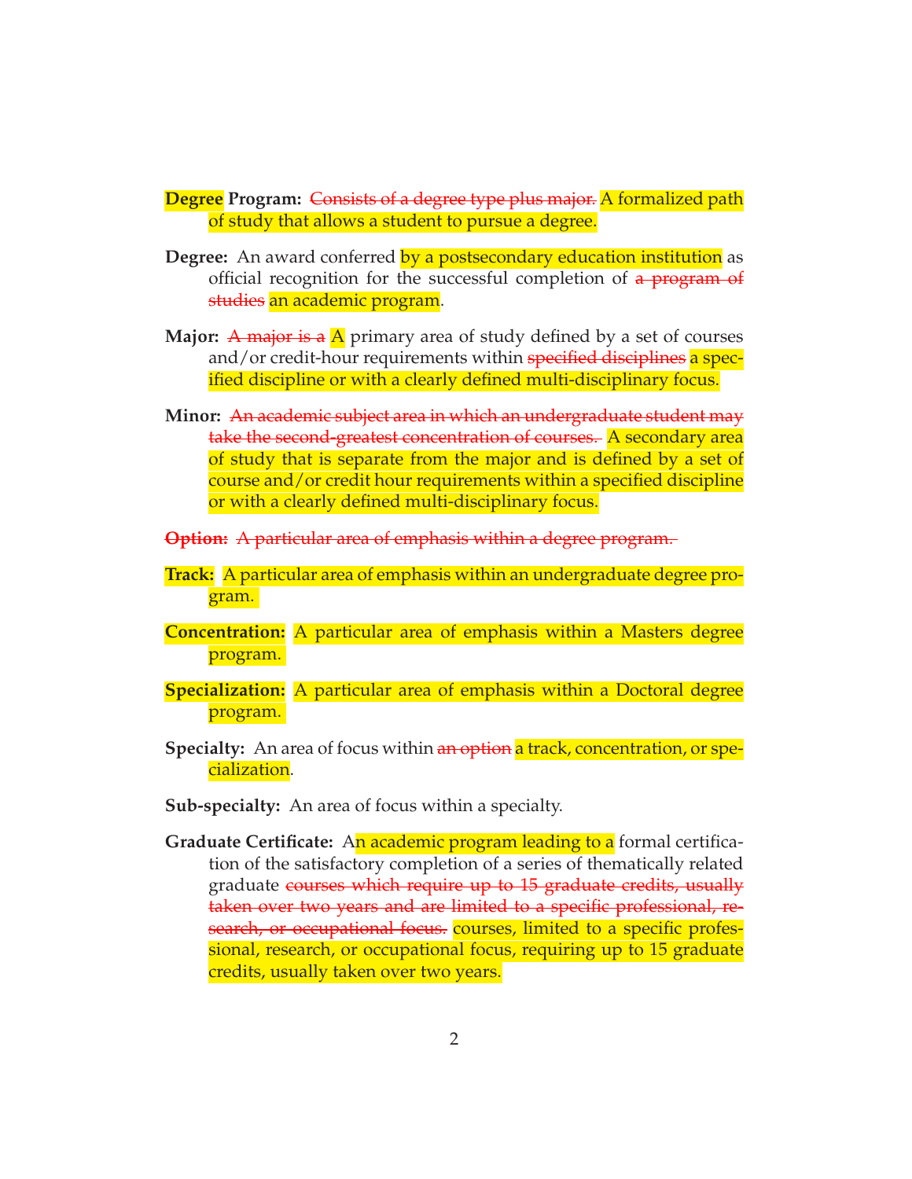**Degree Program:** ~~Consists of a degree type plus major.~~ A formalized path of study that allows a student to pursue a degree.

**Degree:** An award conferred by a postsecondary education institution as official recognition for the successful completion of ~~a program of studies~~ an academic program.

**Major:** ~~A major is a~~ A primary area of study defined by a set of courses and/or credit-hour requirements within ~~specified disciplines~~ a specified discipline or with a clearly defined multi-disciplinary focus.

**Minor:** ~~An academic subject area in which an undergraduate student may take the second-greatest concentration of courses.~~ A secondary area of study that is separate from the major and is defined by a set of course and/or credit hour requirements within a specified discipline or with a clearly defined multi-disciplinary focus.

~~**Option:** A particular area of emphasis within a degree program.~~

**Track:** A particular area of emphasis within an undergraduate degree program.

**Concentration:** A particular area of emphasis within a Masters degree program.

**Specialization:** A particular area of emphasis within a Doctoral degree program.

**Specialty:** An area of focus within ~~an option~~ a track, concentration, or specialization.

**Sub-specialty:** An area of focus within a specialty.

**Graduate Certificate:** An academic program leading to a formal certification of the satisfactory completion of a series of thematically related graduate ~~courses which require up to 15 graduate credits, usually taken over two years and are limited to a specific professional, research, or occupational focus.~~ courses, limited to a specific professional, research, or occupational focus, requiring up to 15 graduate credits, usually taken over two years.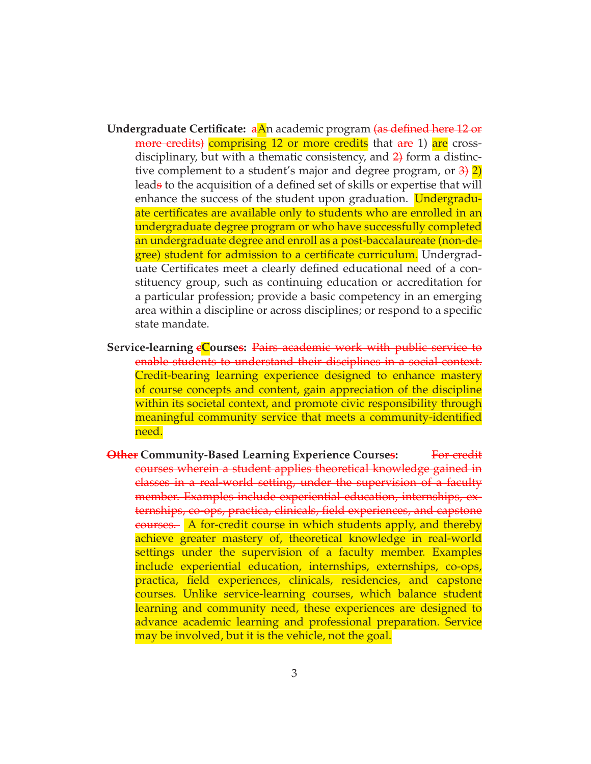**Undergraduate Certificate:** ~~a~~An academic program ~~(as defined here 12 or more credits)~~ comprising 12 or more credits that ~~are~~ 1) are cross-disciplinary, but with a thematic consistency, and ~~2)~~ form a distinctive complement to a student's major and degree program, or ~~3)~~ 2) lead~~s~~ to the acquisition of a defined set of skills or expertise that will enhance the success of the student upon graduation. Undergraduate certificates are available only to students who are enrolled in an undergraduate degree program or who have successfully completed an undergraduate degree and enroll as a post-baccalaureate (non-degree) student for admission to a certificate curriculum. Undergraduate Certificates meet a clearly defined educational need of a constituency group, such as continuing education or accreditation for a particular profession; provide a basic competency in an emerging area within a discipline or across disciplines; or respond to a specific state mandate.

**Service-learning ~~c~~Course~~s~~:** ~~Pairs academic work with public service to enable students to understand their disciplines in a social context.~~ Credit-bearing learning experience designed to enhance mastery of course concepts and content, gain appreciation of the discipline within its societal context, and promote civic responsibility through meaningful community service that meets a community-identified need.

**~~Other~~ Community-Based Learning Experience Course~~s~~:** ~~For-credit courses wherein a student applies theoretical knowledge gained in classes in a real-world setting, under the supervision of a faculty member. Examples include experiential education, internships, externships, co-ops, practica, clinicals, field experiences, and capstone courses.~~ A for-credit course in which students apply, and thereby achieve greater mastery of, theoretical knowledge in real-world settings under the supervision of a faculty member. Examples include experiential education, internships, externships, co-ops, practica, field experiences, clinicals, residencies, and capstone courses. Unlike service-learning courses, which balance student learning and community need, these experiences are designed to advance academic learning and professional preparation. Service may be involved, but it is the vehicle, not the goal.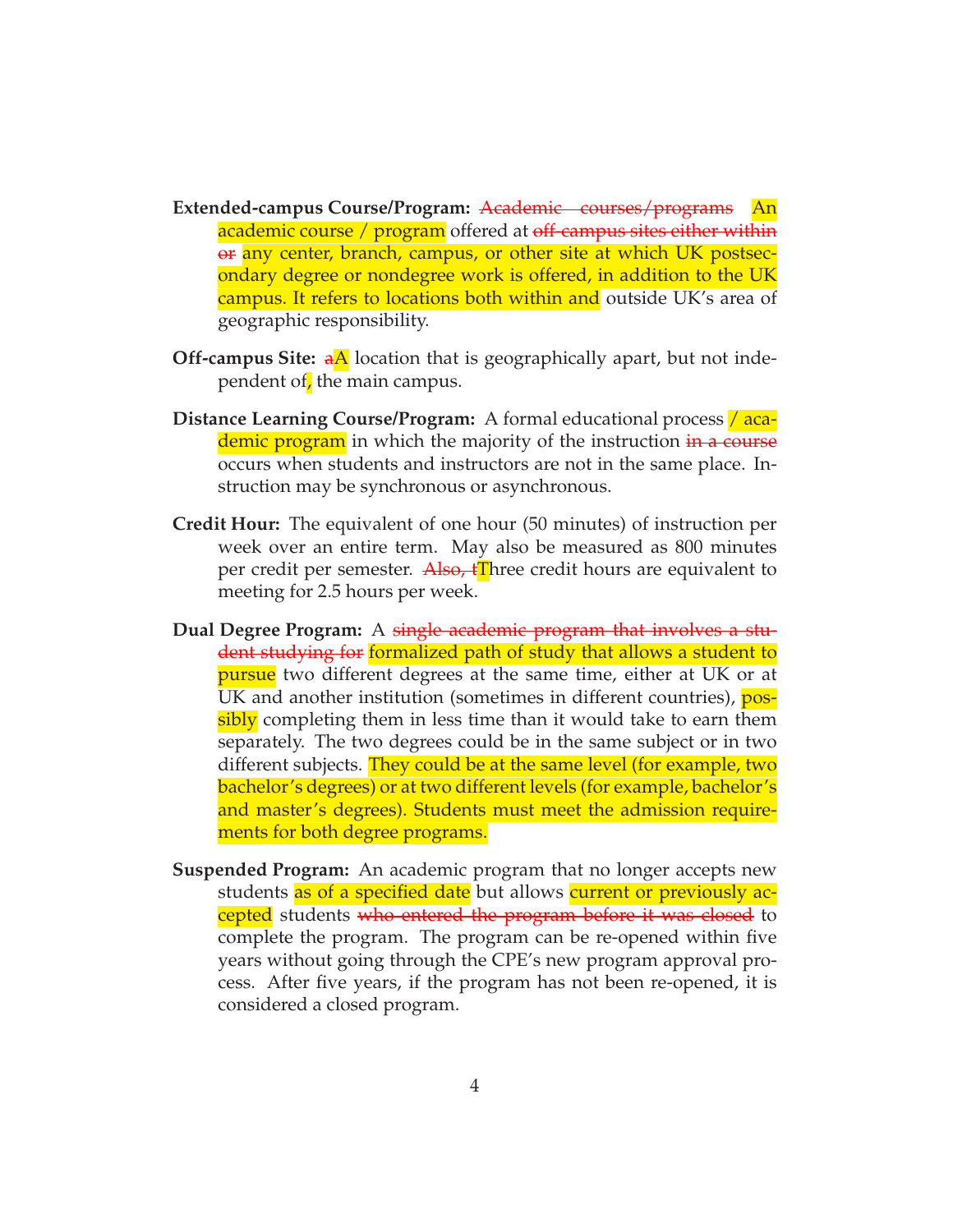**Extended-campus Course/Program:** ~~Academic courses/programs~~ An academic course / program offered at ~~off-campus sites either within or~~ any center, branch, campus, or other site at which UK postsecondary degree or nondegree work is offered, in addition to the UK campus. It refers to locations both within and outside UK's area of geographic responsibility.

**Off-campus Site:** ~~a~~A location that is geographically apart, but not independent of, the main campus.

**Distance Learning Course/Program:** A formal educational process / academic program in which the majority of the instruction ~~in a course~~ occurs when students and instructors are not in the same place. Instruction may be synchronous or asynchronous.

**Credit Hour:** The equivalent of one hour (50 minutes) of instruction per week over an entire term. May also be measured as 800 minutes per credit per semester. ~~Also, t~~Three credit hours are equivalent to meeting for 2.5 hours per week.

**Dual Degree Program:** A ~~single academic program that involves a student studying for~~ formalized path of study that allows a student to pursue two different degrees at the same time, either at UK or at UK and another institution (sometimes in different countries), possibly completing them in less time than it would take to earn them separately. The two degrees could be in the same subject or in two different subjects. They could be at the same level (for example, two bachelor's degrees) or at two different levels (for example, bachelor's and master's degrees). Students must meet the admission requirements for both degree programs.

**Suspended Program:** An academic program that no longer accepts new students as of a specified date but allows current or previously accepted students ~~who entered the program before it was closed~~ to complete the program. The program can be re-opened within five years without going through the CPE's new program approval process. After five years, if the program has not been re-opened, it is considered a closed program.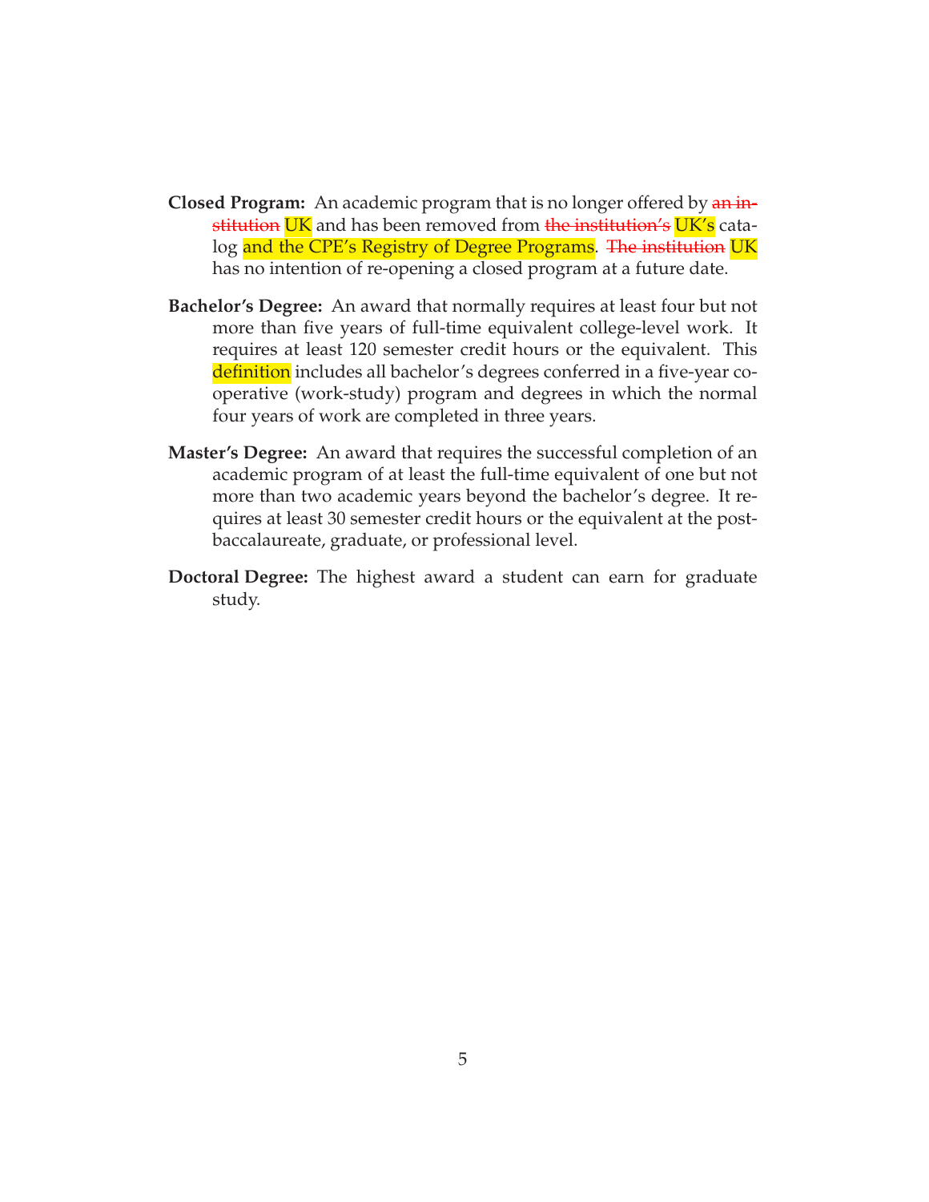**Closed Program:** An academic program that is no longer offered by ~~an institution~~ UK and has been removed from ~~the institution's~~ UK's catalog and the CPE's Registry of Degree Programs. ~~The institution~~ UK has no intention of re-opening a closed program at a future date.

**Bachelor's Degree:** An award that normally requires at least four but not more than five years of full-time equivalent college-level work. It requires at least 120 semester credit hours or the equivalent. This definition includes all bachelor's degrees conferred in a five-year cooperative (work-study) program and degrees in which the normal four years of work are completed in three years.

**Master's Degree:** An award that requires the successful completion of an academic program of at least the full-time equivalent of one but not more than two academic years beyond the bachelor's degree. It requires at least 30 semester credit hours or the equivalent at the post-baccalaureate, graduate, or professional level.

**Doctoral Degree:** The highest award a student can earn for graduate study.